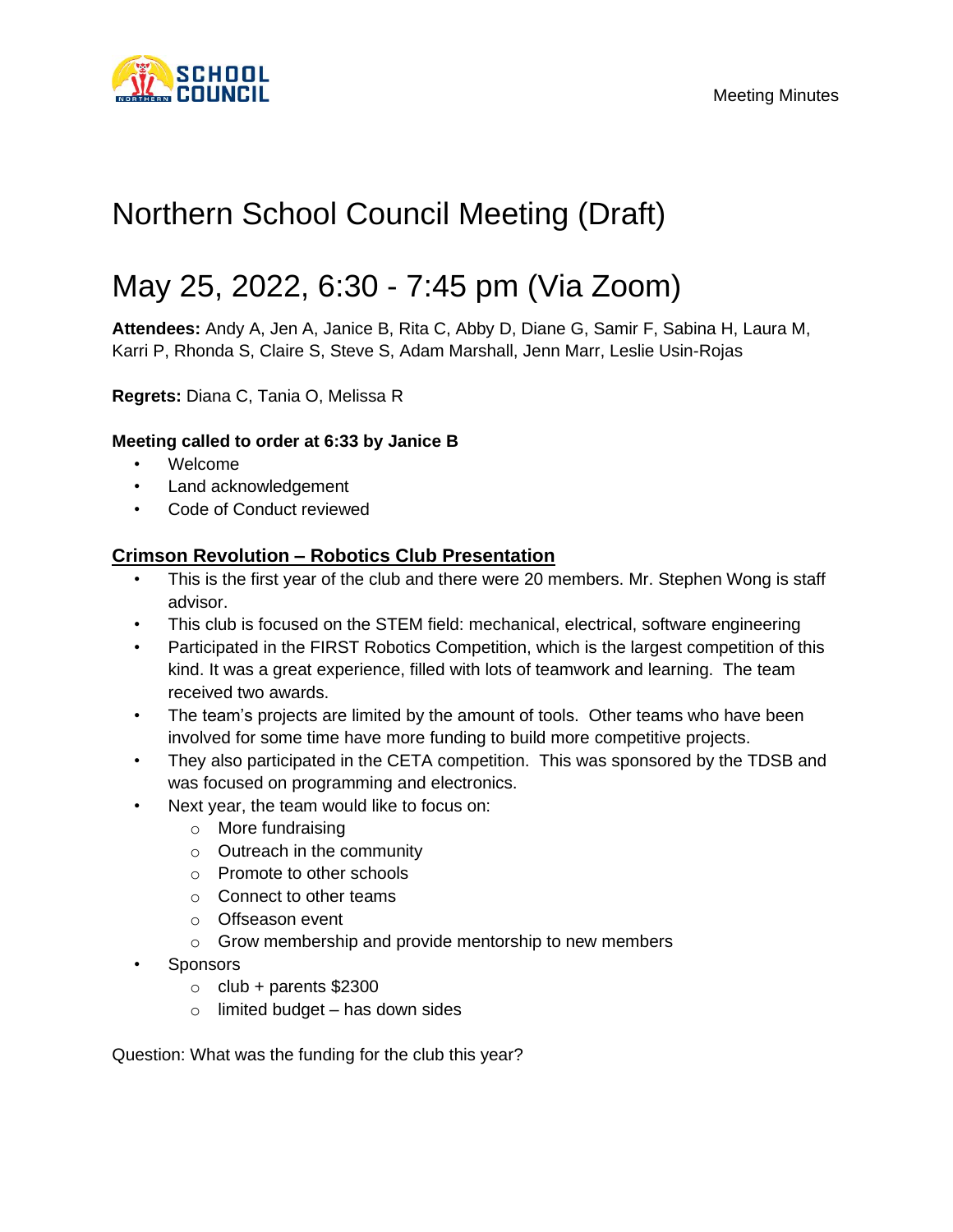# Northern School Council Meeting (Draft)

# May 25, 2022, 6:30 - 7:45 pm (Via Zoom)

**Attendees:** Andy A, Jen A, Janice B, Rita C, Abby D, Diane G, Samir F, Sabina H, Laura M, Karri P, Rhonda S, Claire S, Steve S, Adam Marshall, Jenn Marr, Leslie Usin-Rojas

**Regrets:** Diana C, Tania O, Melissa R

**Meeting called to order at 6:33 by Janice B**

- Welcome
- Land acknowledgement
- Code of Conduct reviewed

## Crimson Revolution – Robotics Club Presentation

- This is the first year of the club and there were 20 members. Mr. Stephen Wong is staff advisor.
- This club is focused on the STEM field: mechanical, electrical, software engineering
- Participated in the FIRST Robotics Competition, which is the largest competition of this kind. It was a great experience, filled with lots of teamwork and learning. The team received two awards.
- The team's projects are limited by the amount of tools. Other teams who have been involved for some time have more funding to build more competitive projects.
- They also participated in the CETA competition. This was sponsored by the TDSB and was focused on programming and electronics.
- Next year, the team would like to focus on:
  - More fundraising
  - Outreach in the community
  - Promote to other schools
  - Connect to other teams
  - Offseason event
  - Grow membership and provide mentorship to new members
- Sponsors
  - club + parents $2300
  - limited budget – has down sides

Question: What was the funding for the club this year?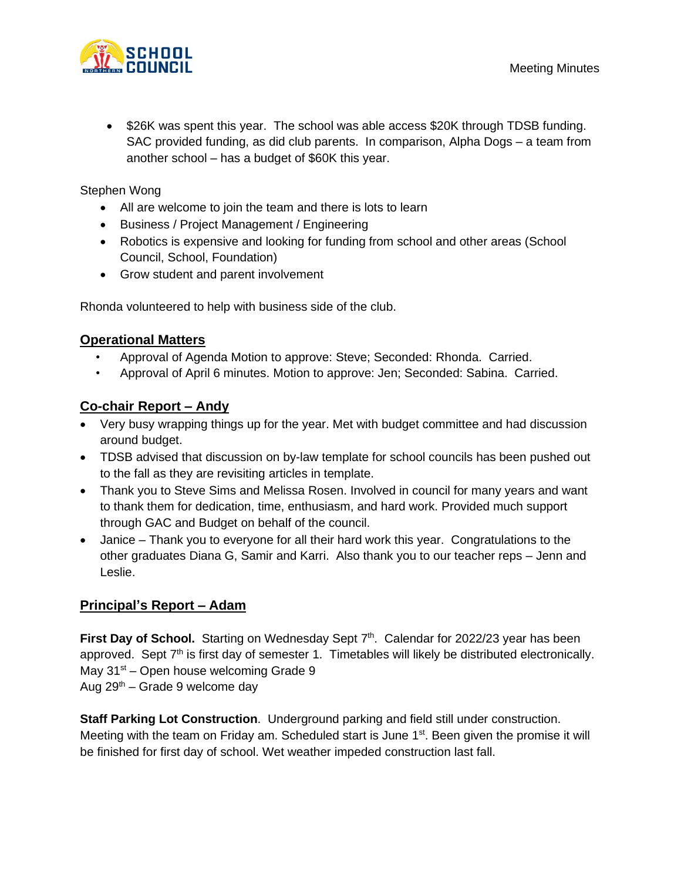- $26K was spent this year. The school was able access $20K through TDSB funding. SAC provided funding, as did club parents. In comparison, Alpha Dogs – a team from another school – has a budget of $60K this year.

Stephen Wong

- All are welcome to join the team and there is lots to learn
- Business / Project Management / Engineering
- Robotics is expensive and looking for funding from school and other areas (School Council, School, Foundation)
- Grow student and parent involvement

Rhonda volunteered to help with business side of the club.

## Operational Matters

- Approval of Agenda Motion to approve: Steve; Seconded: Rhonda. Carried.
- Approval of April 6 minutes. Motion to approve: Jen; Seconded: Sabina. Carried.

## Co-chair Report – Andy

- Very busy wrapping things up for the year. Met with budget committee and had discussion around budget.
- TDSB advised that discussion on by-law template for school councils has been pushed out to the fall as they are revisiting articles in template.
- Thank you to Steve Sims and Melissa Rosen. Involved in council for many years and want to thank them for dedication, time, enthusiasm, and hard work. Provided much support through GAC and Budget on behalf of the council.
- Janice – Thank you to everyone for all their hard work this year. Congratulations to the other graduates Diana G, Samir and Karri. Also thank you to our teacher reps – Jenn and Leslie.

## Principal's Report – Adam

**First Day of School.** Starting on Wednesday Sept 7th. Calendar for 2022/23 year has been approved. Sept 7th is first day of semester 1. Timetables will likely be distributed electronically.
May 31st – Open house welcoming Grade 9
Aug 29th – Grade 9 welcome day

**Staff Parking Lot Construction**. Underground parking and field still under construction. Meeting with the team on Friday am. Scheduled start is June 1st. Been given the promise it will be finished for first day of school. Wet weather impeded construction last fall.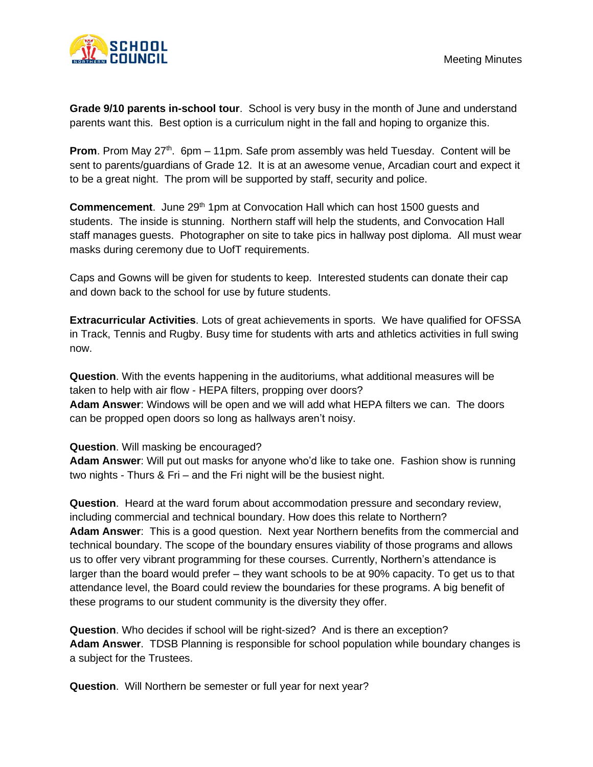**Grade 9/10 parents in-school tour**. School is very busy in the month of June and understand parents want this. Best option is a curriculum night in the fall and hoping to organize this.

**Prom**. Prom May 27th. 6pm – 11pm. Safe prom assembly was held Tuesday. Content will be sent to parents/guardians of Grade 12. It is at an awesome venue, Arcadian court and expect it to be a great night. The prom will be supported by staff, security and police.

**Commencement**. June 29th 1pm at Convocation Hall which can host 1500 guests and students. The inside is stunning. Northern staff will help the students, and Convocation Hall staff manages guests. Photographer on site to take pics in hallway post diploma. All must wear masks during ceremony due to UofT requirements.

Caps and Gowns will be given for students to keep. Interested students can donate their cap and down back to the school for use by future students.

**Extracurricular Activities**. Lots of great achievements in sports. We have qualified for OFSSA in Track, Tennis and Rugby. Busy time for students with arts and athletics activities in full swing now.

**Question**. With the events happening in the auditoriums, what additional measures will be taken to help with air flow - HEPA filters, propping over doors?
**Adam Answer**: Windows will be open and we will add what HEPA filters we can. The doors can be propped open doors so long as hallways aren't noisy.

**Question**. Will masking be encouraged?
**Adam Answer**: Will put out masks for anyone who'd like to take one. Fashion show is running two nights - Thurs & Fri – and the Fri night will be the busiest night.

**Question**. Heard at the ward forum about accommodation pressure and secondary review, including commercial and technical boundary. How does this relate to Northern?
**Adam Answer**: This is a good question. Next year Northern benefits from the commercial and technical boundary. The scope of the boundary ensures viability of those programs and allows us to offer very vibrant programming for these courses. Currently, Northern's attendance is larger than the board would prefer – they want schools to be at 90% capacity. To get us to that attendance level, the Board could review the boundaries for these programs. A big benefit of these programs to our student community is the diversity they offer.

**Question**. Who decides if school will be right-sized? And is there an exception?
**Adam Answer**. TDSB Planning is responsible for school population while boundary changes is a subject for the Trustees.

**Question**. Will Northern be semester or full year for next year?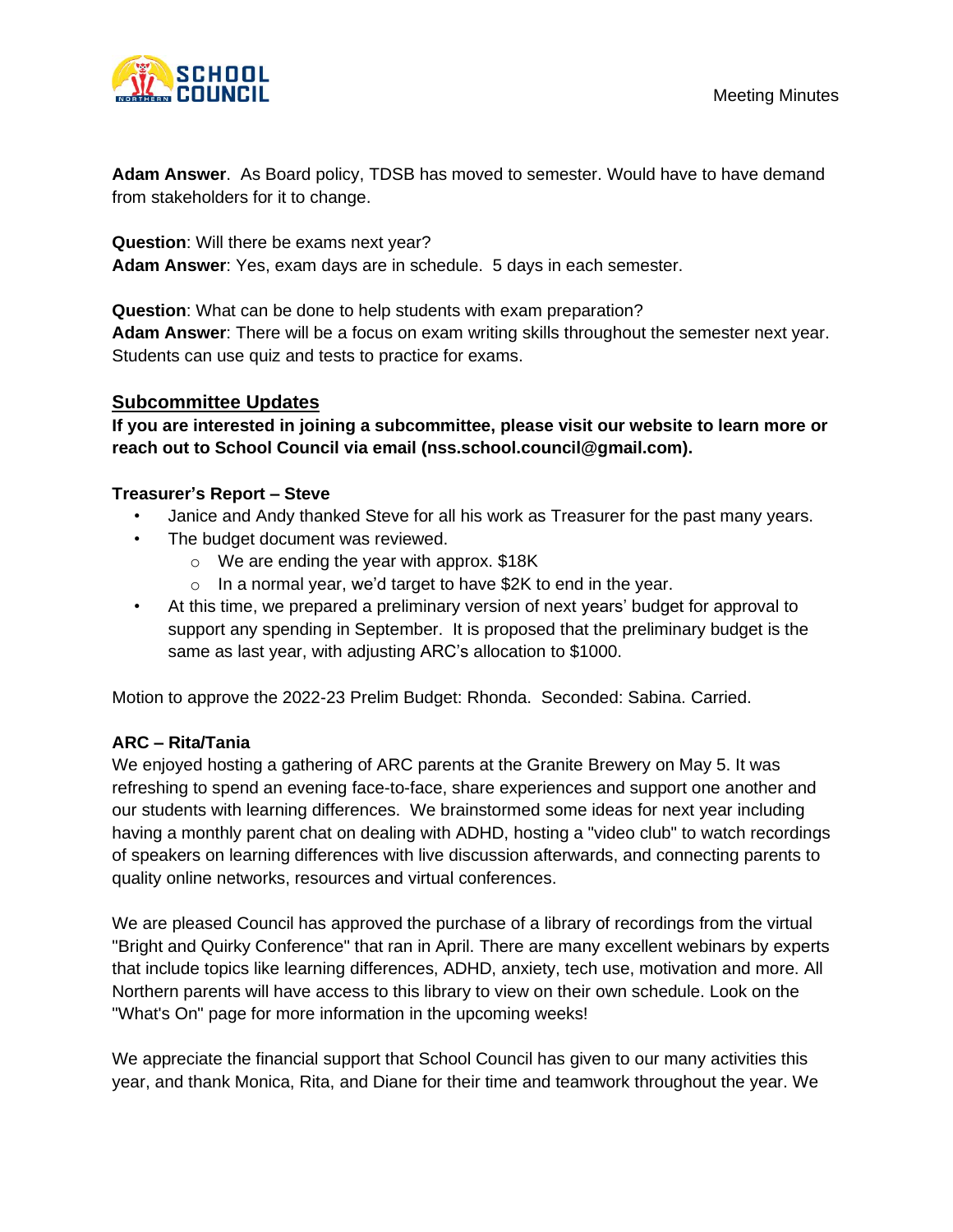**Adam Answer**. As Board policy, TDSB has moved to semester. Would have to have demand from stakeholders for it to change.

**Question**: Will there be exams next year?
**Adam Answer**: Yes, exam days are in schedule. 5 days in each semester.

**Question**: What can be done to help students with exam preparation?
**Adam Answer**: There will be a focus on exam writing skills throughout the semester next year. Students can use quiz and tests to practice for exams.

## Subcommittee Updates

**If you are interested in joining a subcommittee, please visit our website to learn more or reach out to School Council via email (nss.school.council@gmail.com).**

### Treasurer's Report – Steve

- Janice and Andy thanked Steve for all his work as Treasurer for the past many years.
- The budget document was reviewed.
  - We are ending the year with approx. $18K
  - In a normal year, we'd target to have $2K to end in the year.
- At this time, we prepared a preliminary version of next years' budget for approval to support any spending in September. It is proposed that the preliminary budget is the same as last year, with adjusting ARC's allocation to $1000.

Motion to approve the 2022-23 Prelim Budget: Rhonda. Seconded: Sabina. Carried.

### ARC – Rita/Tania

We enjoyed hosting a gathering of ARC parents at the Granite Brewery on May 5. It was refreshing to spend an evening face-to-face, share experiences and support one another and our students with learning differences. We brainstormed some ideas for next year including having a monthly parent chat on dealing with ADHD, hosting a "video club" to watch recordings of speakers on learning differences with live discussion afterwards, and connecting parents to quality online networks, resources and virtual conferences.

We are pleased Council has approved the purchase of a library of recordings from the virtual "Bright and Quirky Conference" that ran in April. There are many excellent webinars by experts that include topics like learning differences, ADHD, anxiety, tech use, motivation and more. All Northern parents will have access to this library to view on their own schedule. Look on the "What's On" page for more information in the upcoming weeks!

We appreciate the financial support that School Council has given to our many activities this year, and thank Monica, Rita, and Diane for their time and teamwork throughout the year. We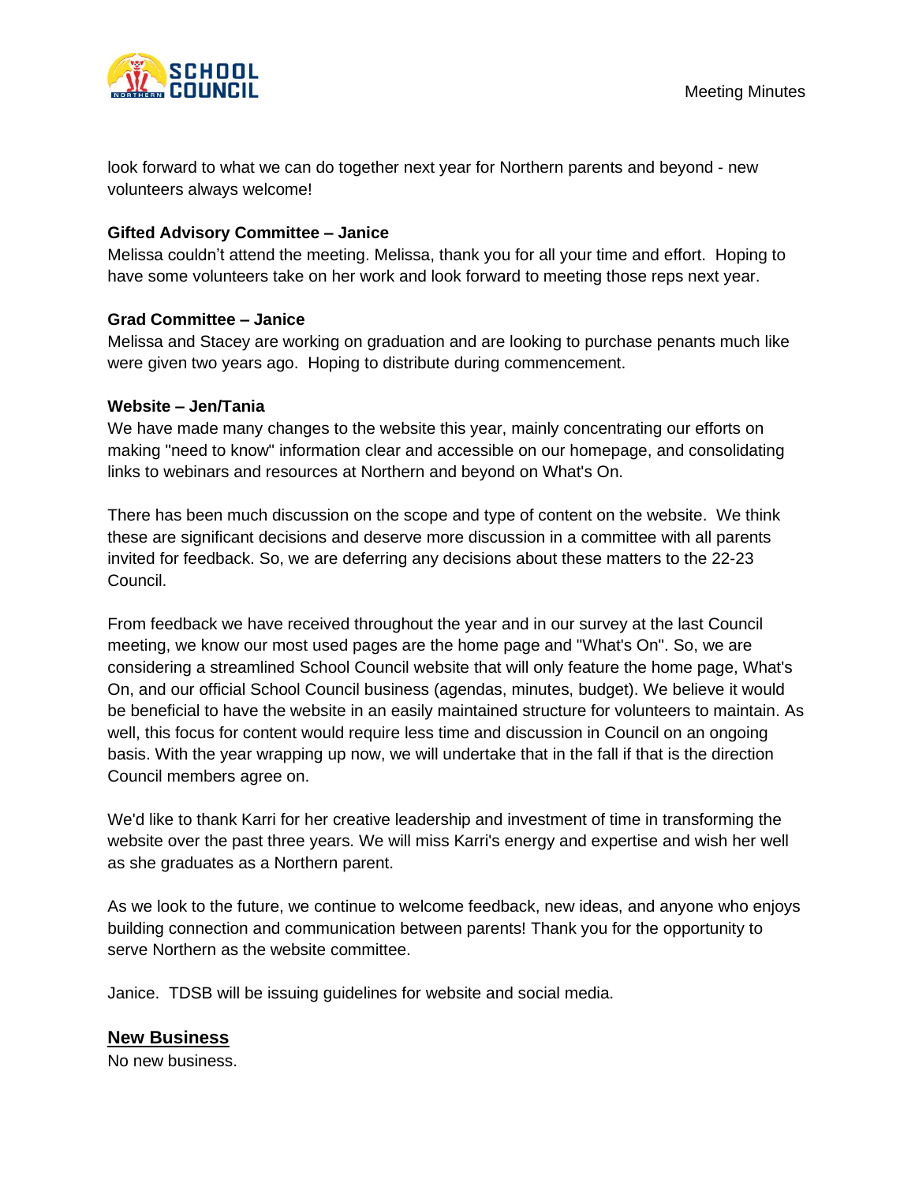look forward to what we can do together next year for Northern parents and beyond - new volunteers always welcome!

**Gifted Advisory Committee – Janice**

Melissa couldn't attend the meeting. Melissa, thank you for all your time and effort. Hoping to have some volunteers take on her work and look forward to meeting those reps next year.

**Grad Committee – Janice**

Melissa and Stacey are working on graduation and are looking to purchase penants much like were given two years ago. Hoping to distribute during commencement.

**Website – Jen/Tania**

We have made many changes to the website this year, mainly concentrating our efforts on making "need to know" information clear and accessible on our homepage, and consolidating links to webinars and resources at Northern and beyond on What's On.

There has been much discussion on the scope and type of content on the website. We think these are significant decisions and deserve more discussion in a committee with all parents invited for feedback. So, we are deferring any decisions about these matters to the 22-23 Council.

From feedback we have received throughout the year and in our survey at the last Council meeting, we know our most used pages are the home page and "What's On". So, we are considering a streamlined School Council website that will only feature the home page, What's On, and our official School Council business (agendas, minutes, budget). We believe it would be beneficial to have the website in an easily maintained structure for volunteers to maintain. As well, this focus for content would require less time and discussion in Council on an ongoing basis. With the year wrapping up now, we will undertake that in the fall if that is the direction Council members agree on.

We'd like to thank Karri for her creative leadership and investment of time in transforming the website over the past three years. We will miss Karri's energy and expertise and wish her well as she graduates as a Northern parent.

As we look to the future, we continue to welcome feedback, new ideas, and anyone who enjoys building connection and communication between parents! Thank you for the opportunity to serve Northern as the website committee.

Janice. TDSB will be issuing guidelines for website and social media.

## New Business

No new business.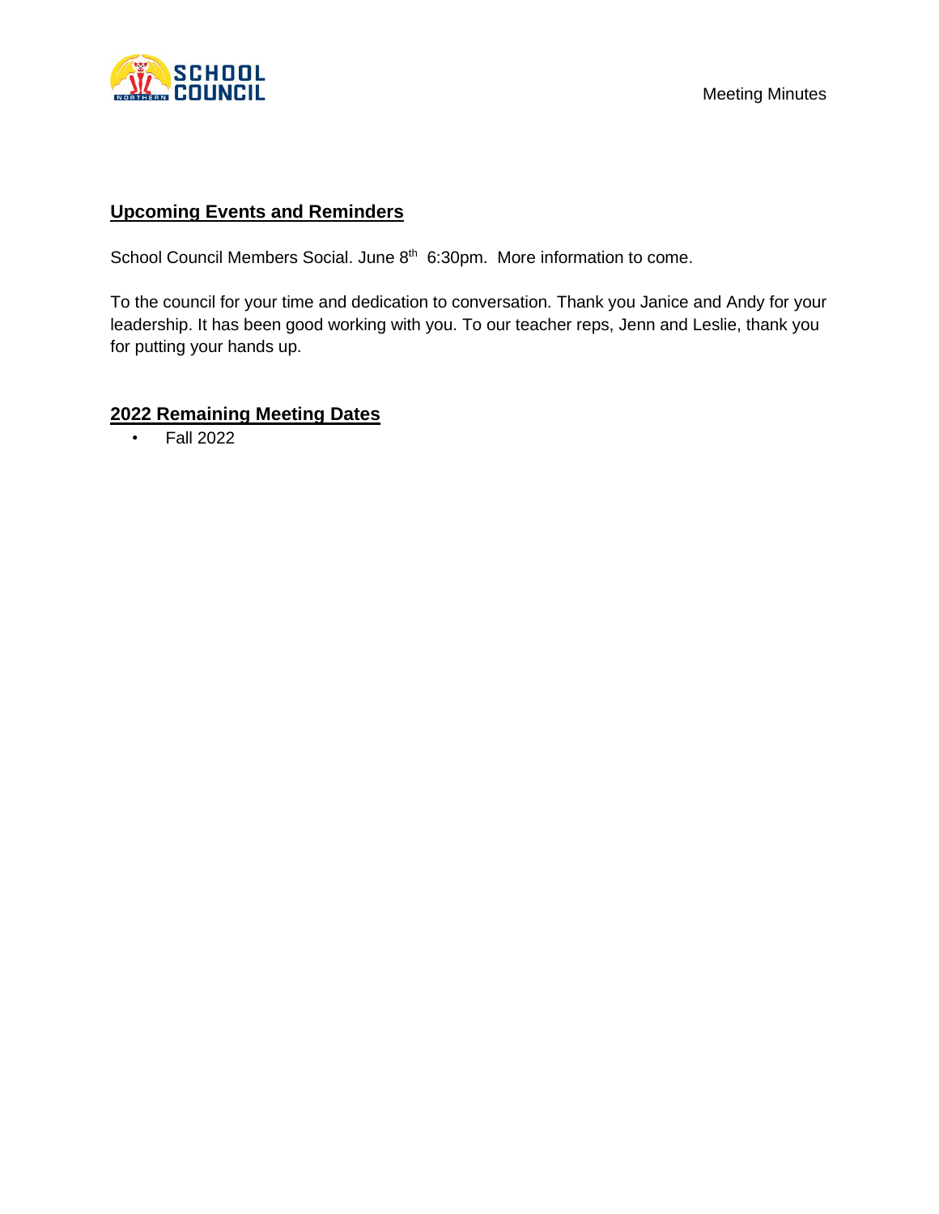## Upcoming Events and Reminders

School Council Members Social. June 8th 6:30pm. More information to come.

To the council for your time and dedication to conversation. Thank you Janice and Andy for your leadership. It has been good working with you. To our teacher reps, Jenn and Leslie, thank you for putting your hands up.

## 2022 Remaining Meeting Dates

- Fall 2022